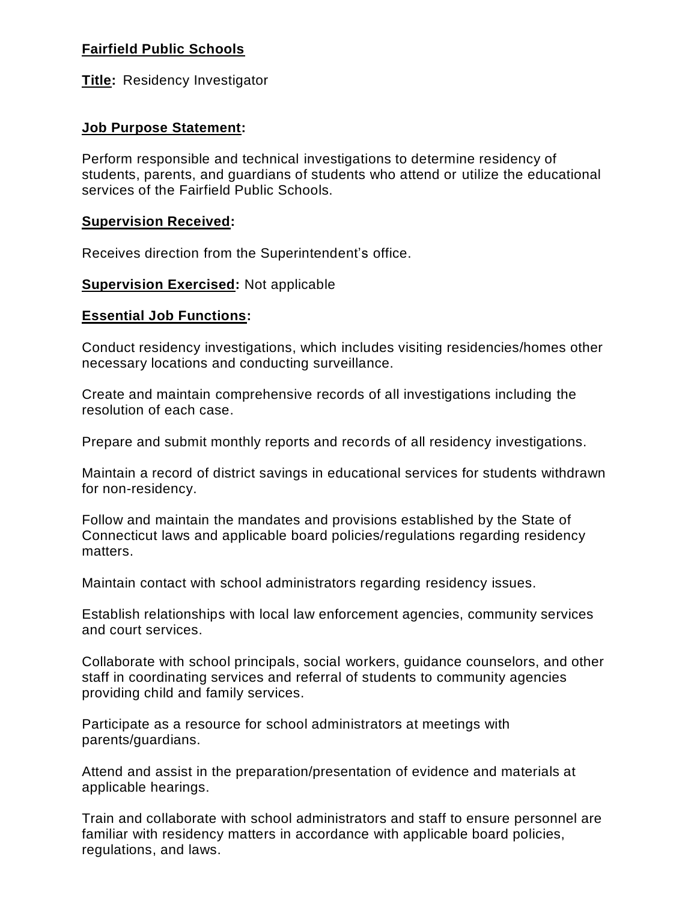**Fairfield Public Schools**

**Title:** Residency Investigator

## Job Purpose Statement:

Perform responsible and technical investigations to determine residency of students, parents, and guardians of students who attend or utilize the educational services of the Fairfield Public Schools.

## Supervision Received:

Receives direction from the Superintendent's office.

**Supervision Exercised:** Not applicable

## Essential Job Functions:

Conduct residency investigations, which includes visiting residencies/homes other necessary locations and conducting surveillance.

Create and maintain comprehensive records of all investigations including the resolution of each case.

Prepare and submit monthly reports and records of all residency investigations.

Maintain a record of district savings in educational services for students withdrawn for non-residency.

Follow and maintain the mandates and provisions established by the State of Connecticut laws and applicable board policies/regulations regarding residency matters.

Maintain contact with school administrators regarding residency issues.

Establish relationships with local law enforcement agencies, community services and court services.

Collaborate with school principals, social workers, guidance counselors, and other staff in coordinating services and referral of students to community agencies providing child and family services.

Participate as a resource for school administrators at meetings with parents/guardians.

Attend and assist in the preparation/presentation of evidence and materials at applicable hearings.

Train and collaborate with school administrators and staff to ensure personnel are familiar with residency matters in accordance with applicable board policies, regulations, and laws.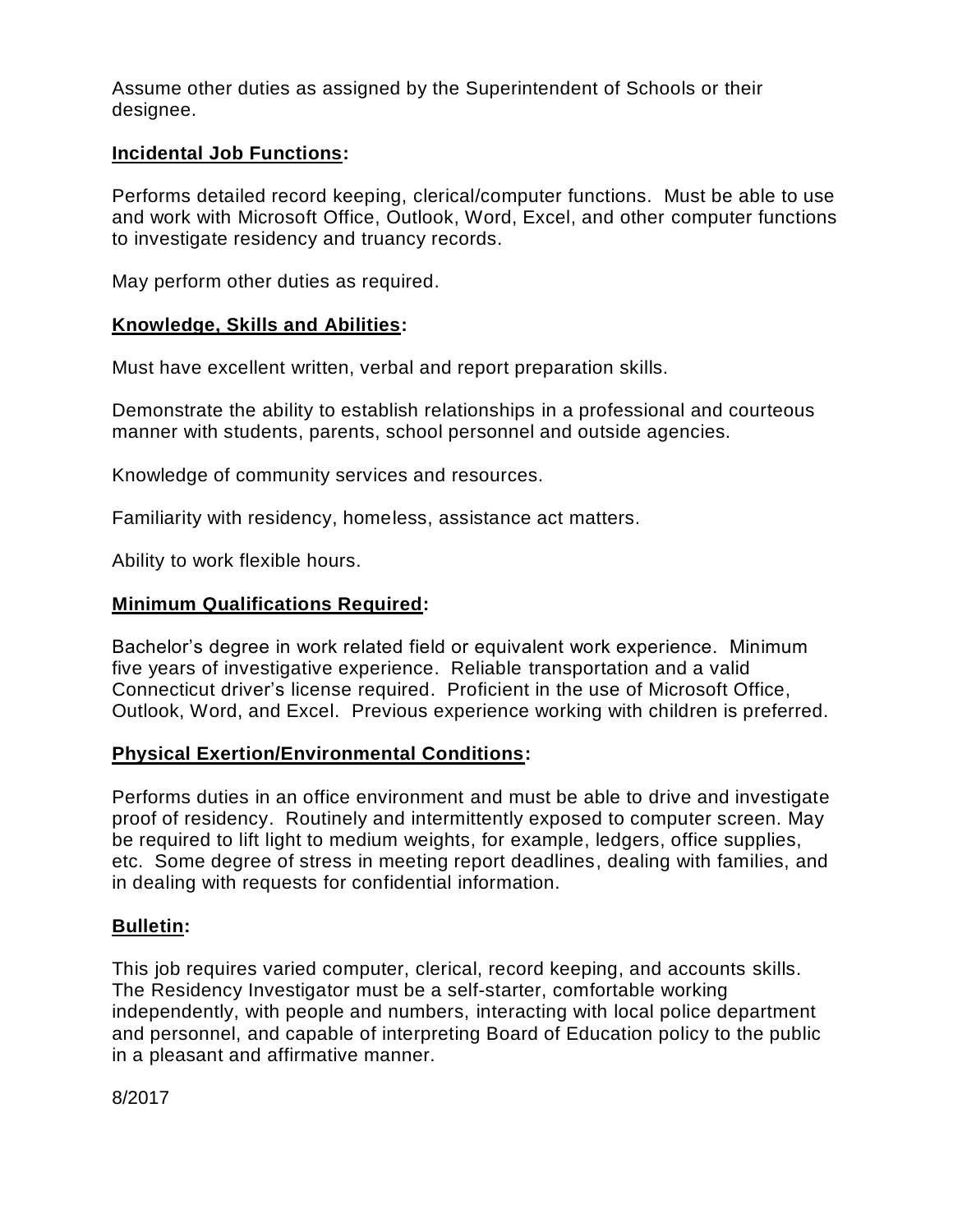Assume other duties as assigned by the Superintendent of Schools or their designee.

**Incidental Job Functions:**

Performs detailed record keeping, clerical/computer functions. Must be able to use and work with Microsoft Office, Outlook, Word, Excel, and other computer functions to investigate residency and truancy records.

May perform other duties as required.

**Knowledge, Skills and Abilities:**

Must have excellent written, verbal and report preparation skills.

Demonstrate the ability to establish relationships in a professional and courteous manner with students, parents, school personnel and outside agencies.

Knowledge of community services and resources.

Familiarity with residency, homeless, assistance act matters.

Ability to work flexible hours.

**Minimum Qualifications Required:**

Bachelor's degree in work related field or equivalent work experience. Minimum five years of investigative experience. Reliable transportation and a valid Connecticut driver's license required. Proficient in the use of Microsoft Office, Outlook, Word, and Excel. Previous experience working with children is preferred.

**Physical Exertion/Environmental Conditions:**

Performs duties in an office environment and must be able to drive and investigate proof of residency. Routinely and intermittently exposed to computer screen. May be required to lift light to medium weights, for example, ledgers, office supplies, etc. Some degree of stress in meeting report deadlines, dealing with families, and in dealing with requests for confidential information.

**Bulletin:**

This job requires varied computer, clerical, record keeping, and accounts skills. The Residency Investigator must be a self-starter, comfortable working independently, with people and numbers, interacting with local police department and personnel, and capable of interpreting Board of Education policy to the public in a pleasant and affirmative manner.

8/2017